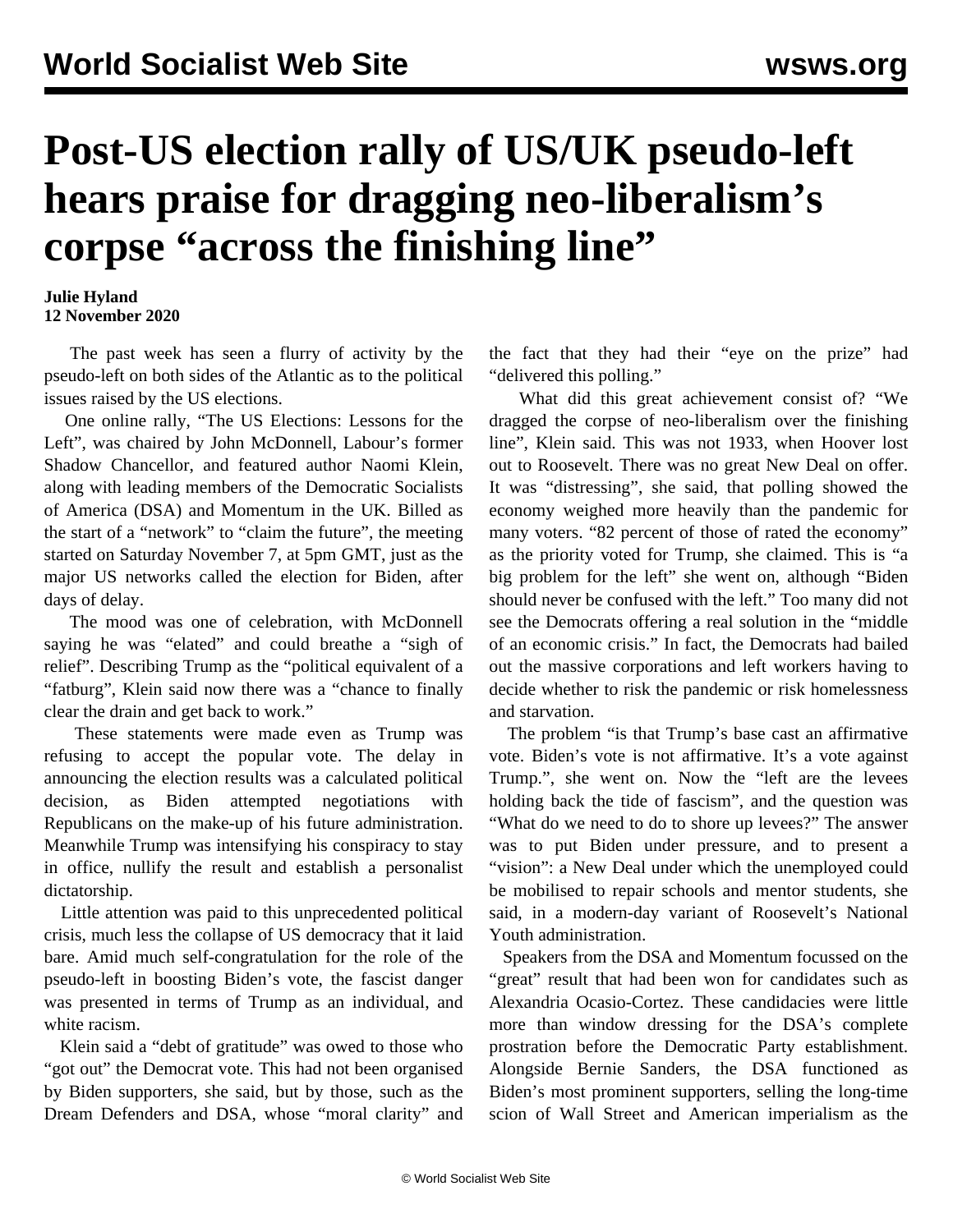# Post-US election rally of US/UK pseudo-left hears praise for dragging neo-liberalism's corpse "across the finishing line"

**Julie Hyland**
**12 November 2020**

The past week has seen a flurry of activity by the pseudo-left on both sides of the Atlantic as to the political issues raised by the US elections.

One online rally, "The US Elections: Lessons for the Left", was chaired by John McDonnell, Labour's former Shadow Chancellor, and featured author Naomi Klein, along with leading members of the Democratic Socialists of America (DSA) and Momentum in the UK. Billed as the start of a "network" to "claim the future", the meeting started on Saturday November 7, at 5pm GMT, just as the major US networks called the election for Biden, after days of delay.

The mood was one of celebration, with McDonnell saying he was "elated" and could breathe a "sigh of relief". Describing Trump as the "political equivalent of a "fatburg", Klein said now there was a "chance to finally clear the drain and get back to work."

These statements were made even as Trump was refusing to accept the popular vote. The delay in announcing the election results was a calculated political decision, as Biden attempted negotiations with Republicans on the make-up of his future administration. Meanwhile Trump was intensifying his conspiracy to stay in office, nullify the result and establish a personalist dictatorship.

Little attention was paid to this unprecedented political crisis, much less the collapse of US democracy that it laid bare. Amid much self-congratulation for the role of the pseudo-left in boosting Biden's vote, the fascist danger was presented in terms of Trump as an individual, and white racism.

Klein said a "debt of gratitude" was owed to those who "got out" the Democrat vote. This had not been organised by Biden supporters, she said, but by those, such as the Dream Defenders and DSA, whose "moral clarity" and the fact that they had their "eye on the prize" had "delivered this polling."

What did this great achievement consist of? "We dragged the corpse of neo-liberalism over the finishing line", Klein said. This was not 1933, when Hoover lost out to Roosevelt. There was no great New Deal on offer. It was "distressing", she said, that polling showed the economy weighed more heavily than the pandemic for many voters. "82 percent of those of rated the economy" as the priority voted for Trump, she claimed. This is "a big problem for the left" she went on, although "Biden should never be confused with the left." Too many did not see the Democrats offering a real solution in the "middle of an economic crisis." In fact, the Democrats had bailed out the massive corporations and left workers having to decide whether to risk the pandemic or risk homelessness and starvation.

The problem "is that Trump's base cast an affirmative vote. Biden's vote is not affirmative. It's a vote against Trump.", she went on. Now the "left are the levees holding back the tide of fascism", and the question was "What do we need to do to shore up levees?" The answer was to put Biden under pressure, and to present a "vision": a New Deal under which the unemployed could be mobilised to repair schools and mentor students, she said, in a modern-day variant of Roosevelt's National Youth administration.

Speakers from the DSA and Momentum focussed on the "great" result that had been won for candidates such as Alexandria Ocasio-Cortez. These candidacies were little more than window dressing for the DSA's complete prostration before the Democratic Party establishment. Alongside Bernie Sanders, the DSA functioned as Biden's most prominent supporters, selling the long-time scion of Wall Street and American imperialism as the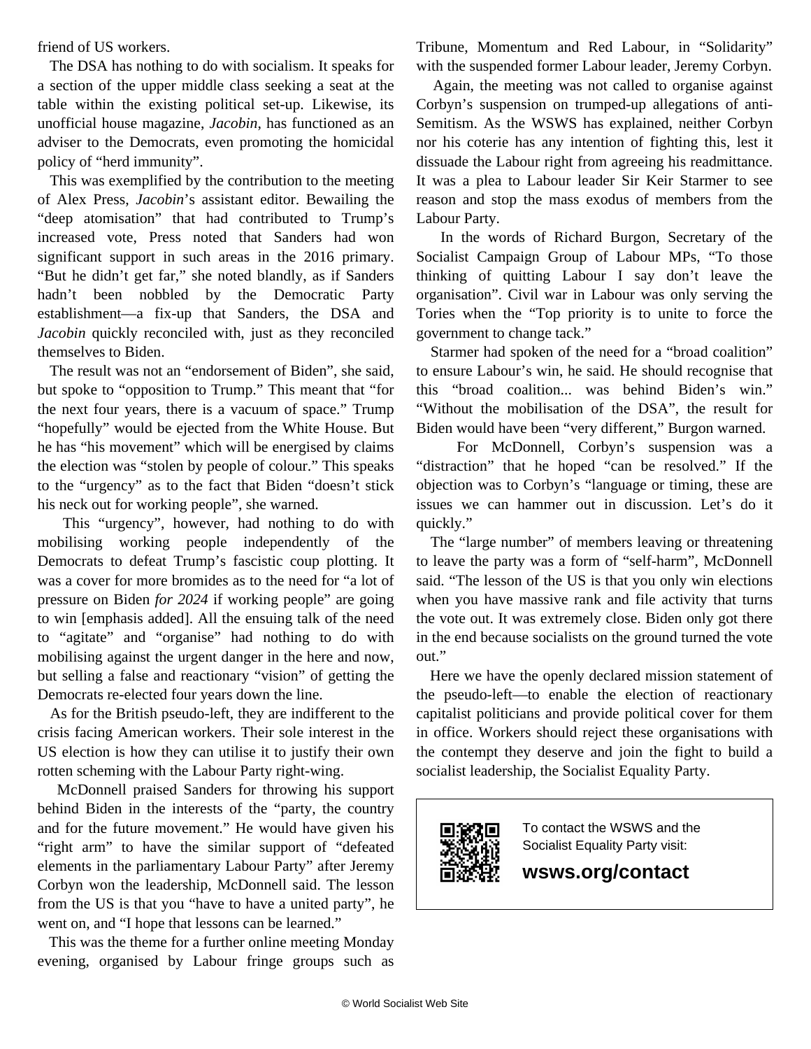friend of US workers.

The DSA has nothing to do with socialism. It speaks for a section of the upper middle class seeking a seat at the table within the existing political set-up. Likewise, its unofficial house magazine, *Jacobin*, has functioned as an adviser to the Democrats, even promoting the homicidal policy of "herd immunity".

This was exemplified by the contribution to the meeting of Alex Press, *Jacobin*'s assistant editor. Bewailing the "deep atomisation" that had contributed to Trump's increased vote, Press noted that Sanders had won significant support in such areas in the 2016 primary. "But he didn't get far," she noted blandly, as if Sanders hadn't been nobbled by the Democratic Party establishment—a fix-up that Sanders, the DSA and *Jacobin* quickly reconciled with, just as they reconciled themselves to Biden.

The result was not an "endorsement of Biden", she said, but spoke to "opposition to Trump." This meant that "for the next four years, there is a vacuum of space." Trump "hopefully" would be ejected from the White House. But he has "his movement" which will be energised by claims the election was "stolen by people of colour." This speaks to the "urgency" as to the fact that Biden "doesn't stick his neck out for working people", she warned.

This "urgency", however, had nothing to do with mobilising working people independently of the Democrats to defeat Trump's fascistic coup plotting. It was a cover for more bromides as to the need for "a lot of pressure on Biden *for 2024* if working people" are going to win [emphasis added]. All the ensuing talk of the need to "agitate" and "organise" had nothing to do with mobilising against the urgent danger in the here and now, but selling a false and reactionary "vision" of getting the Democrats re-elected four years down the line.

As for the British pseudo-left, they are indifferent to the crisis facing American workers. Their sole interest in the US election is how they can utilise it to justify their own rotten scheming with the Labour Party right-wing.

McDonnell praised Sanders for throwing his support behind Biden in the interests of the "party, the country and for the future movement." He would have given his "right arm" to have the similar support of "defeated elements in the parliamentary Labour Party" after Jeremy Corbyn won the leadership, McDonnell said. The lesson from the US is that you "have to have a united party", he went on, and "I hope that lessons can be learned."

This was the theme for a further online meeting Monday evening, organised by Labour fringe groups such as Tribune, Momentum and Red Labour, in "Solidarity" with the suspended former Labour leader, Jeremy Corbyn.

Again, the meeting was not called to organise against Corbyn's suspension on trumped-up allegations of anti-Semitism. As the WSWS has explained, neither Corbyn nor his coterie has any intention of fighting this, lest it dissuade the Labour right from agreeing his readmittance. It was a plea to Labour leader Sir Keir Starmer to see reason and stop the mass exodus of members from the Labour Party.

In the words of Richard Burgon, Secretary of the Socialist Campaign Group of Labour MPs, "To those thinking of quitting Labour I say don't leave the organisation". Civil war in Labour was only serving the Tories when the "Top priority is to unite to force the government to change tack."

Starmer had spoken of the need for a "broad coalition" to ensure Labour's win, he said. He should recognise that this "broad coalition... was behind Biden's win." "Without the mobilisation of the DSA", the result for Biden would have been "very different," Burgon warned.

For McDonnell, Corbyn's suspension was a "distraction" that he hoped "can be resolved." If the objection was to Corbyn's "language or timing, these are issues we can hammer out in discussion. Let's do it quickly."

The "large number" of members leaving or threatening to leave the party was a form of "self-harm", McDonnell said. "The lesson of the US is that you only win elections when you have massive rank and file activity that turns the vote out. It was extremely close. Biden only got there in the end because socialists on the ground turned the vote out."

Here we have the openly declared mission statement of the pseudo-left—to enable the election of reactionary capitalist politicians and provide political cover for them in office. Workers should reject these organisations with the contempt they deserve and join the fight to build a socialist leadership, the Socialist Equality Party.

To contact the WSWS and the Socialist Equality Party visit:

**wsws.org/contact**